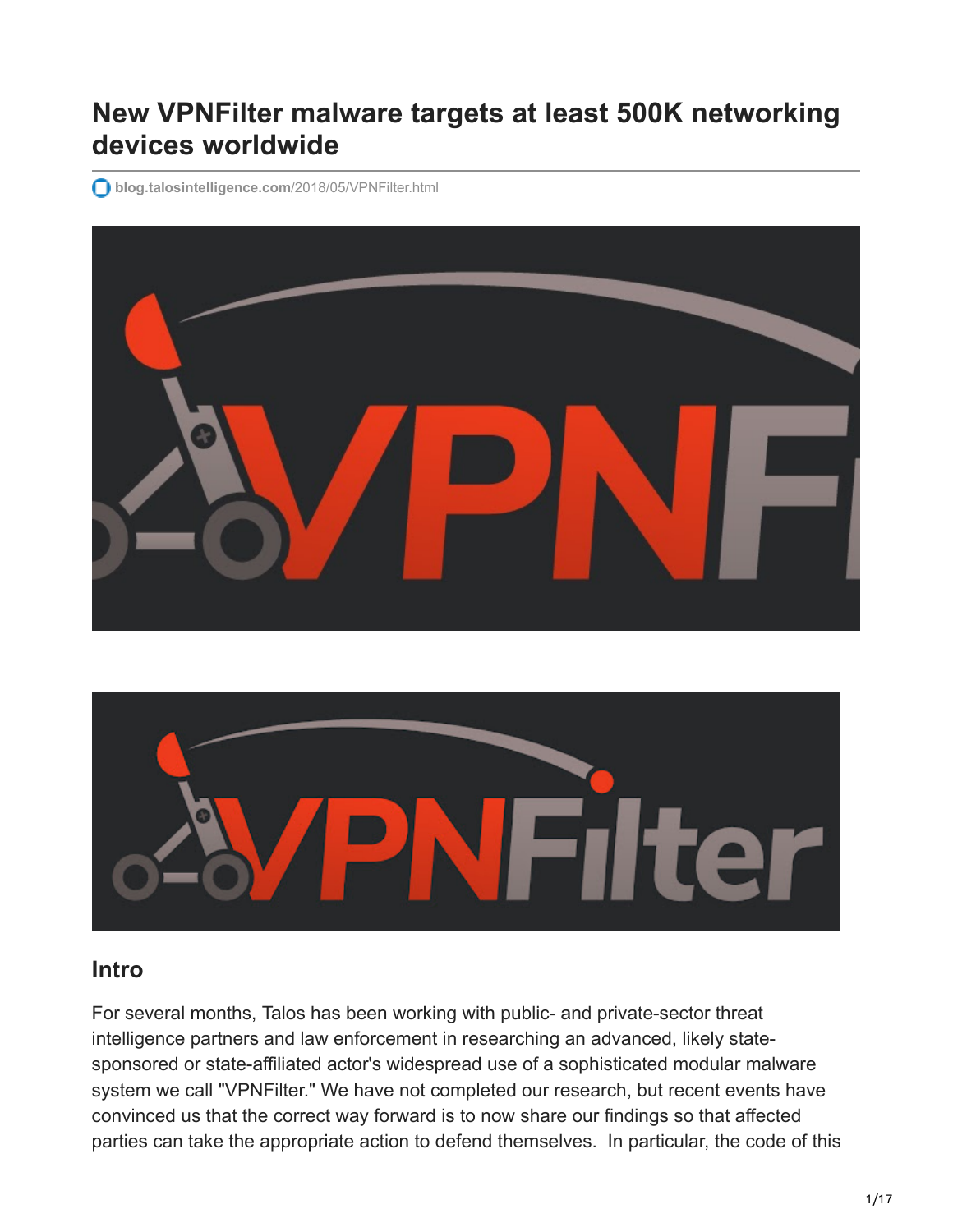# New VPNFilter malware targets at least 500K networking devices worldwide

blog.talosintelligence.com/2018/05/VPNFilter.html

## Intro

For several months, Talos has been working with public- and private-sector threat intelligence partners and law enforcement in researching an advanced, likely state-sponsored or state-affiliated actor's widespread use of a sophisticated modular malware system we call "VPNFilter." We have not completed our research, but recent events have convinced us that the correct way forward is to now share our findings so that affected parties can take the appropriate action to defend themselves. In particular, the code of this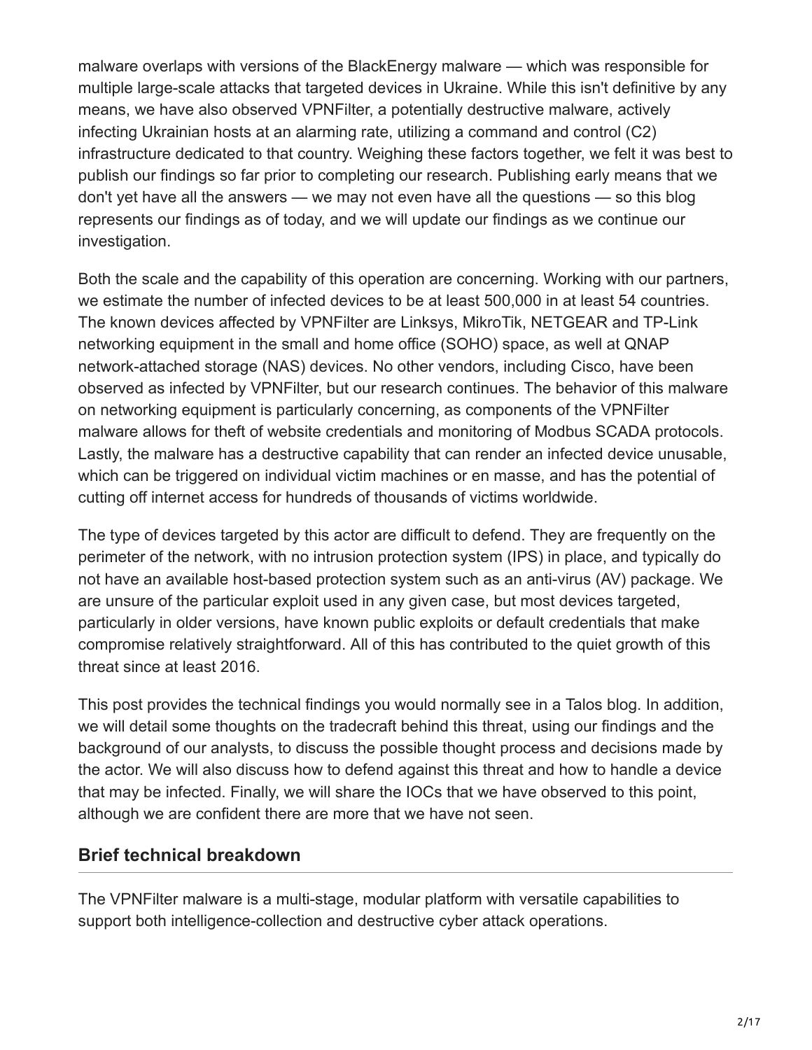malware overlaps with versions of the BlackEnergy malware — which was responsible for multiple large-scale attacks that targeted devices in Ukraine. While this isn't definitive by any means, we have also observed VPNFilter, a potentially destructive malware, actively infecting Ukrainian hosts at an alarming rate, utilizing a command and control (C2) infrastructure dedicated to that country. Weighing these factors together, we felt it was best to publish our findings so far prior to completing our research. Publishing early means that we don't yet have all the answers — we may not even have all the questions — so this blog represents our findings as of today, and we will update our findings as we continue our investigation.

Both the scale and the capability of this operation are concerning. Working with our partners, we estimate the number of infected devices to be at least 500,000 in at least 54 countries. The known devices affected by VPNFilter are Linksys, MikroTik, NETGEAR and TP-Link networking equipment in the small and home office (SOHO) space, as well at QNAP network-attached storage (NAS) devices. No other vendors, including Cisco, have been observed as infected by VPNFilter, but our research continues. The behavior of this malware on networking equipment is particularly concerning, as components of the VPNFilter malware allows for theft of website credentials and monitoring of Modbus SCADA protocols. Lastly, the malware has a destructive capability that can render an infected device unusable, which can be triggered on individual victim machines or en masse, and has the potential of cutting off internet access for hundreds of thousands of victims worldwide.

The type of devices targeted by this actor are difficult to defend. They are frequently on the perimeter of the network, with no intrusion protection system (IPS) in place, and typically do not have an available host-based protection system such as an anti-virus (AV) package. We are unsure of the particular exploit used in any given case, but most devices targeted, particularly in older versions, have known public exploits or default credentials that make compromise relatively straightforward. All of this has contributed to the quiet growth of this threat since at least 2016.

This post provides the technical findings you would normally see in a Talos blog. In addition, we will detail some thoughts on the tradecraft behind this threat, using our findings and the background of our analysts, to discuss the possible thought process and decisions made by the actor. We will also discuss how to defend against this threat and how to handle a device that may be infected. Finally, we will share the IOCs that we have observed to this point, although we are confident there are more that we have not seen.

## Brief technical breakdown

The VPNFilter malware is a multi-stage, modular platform with versatile capabilities to support both intelligence-collection and destructive cyber attack operations.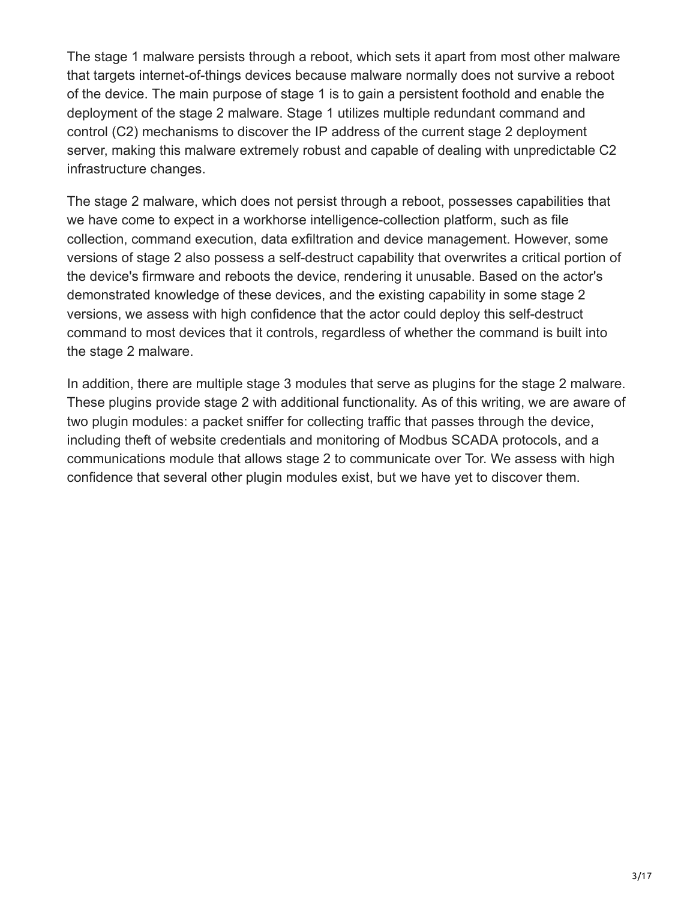The stage 1 malware persists through a reboot, which sets it apart from most other malware that targets internet-of-things devices because malware normally does not survive a reboot of the device. The main purpose of stage 1 is to gain a persistent foothold and enable the deployment of the stage 2 malware. Stage 1 utilizes multiple redundant command and control (C2) mechanisms to discover the IP address of the current stage 2 deployment server, making this malware extremely robust and capable of dealing with unpredictable C2 infrastructure changes.

The stage 2 malware, which does not persist through a reboot, possesses capabilities that we have come to expect in a workhorse intelligence-collection platform, such as file collection, command execution, data exfiltration and device management. However, some versions of stage 2 also possess a self-destruct capability that overwrites a critical portion of the device's firmware and reboots the device, rendering it unusable. Based on the actor's demonstrated knowledge of these devices, and the existing capability in some stage 2 versions, we assess with high confidence that the actor could deploy this self-destruct command to most devices that it controls, regardless of whether the command is built into the stage 2 malware.

In addition, there are multiple stage 3 modules that serve as plugins for the stage 2 malware. These plugins provide stage 2 with additional functionality. As of this writing, we are aware of two plugin modules: a packet sniffer for collecting traffic that passes through the device, including theft of website credentials and monitoring of Modbus SCADA protocols, and a communications module that allows stage 2 to communicate over Tor. We assess with high confidence that several other plugin modules exist, but we have yet to discover them.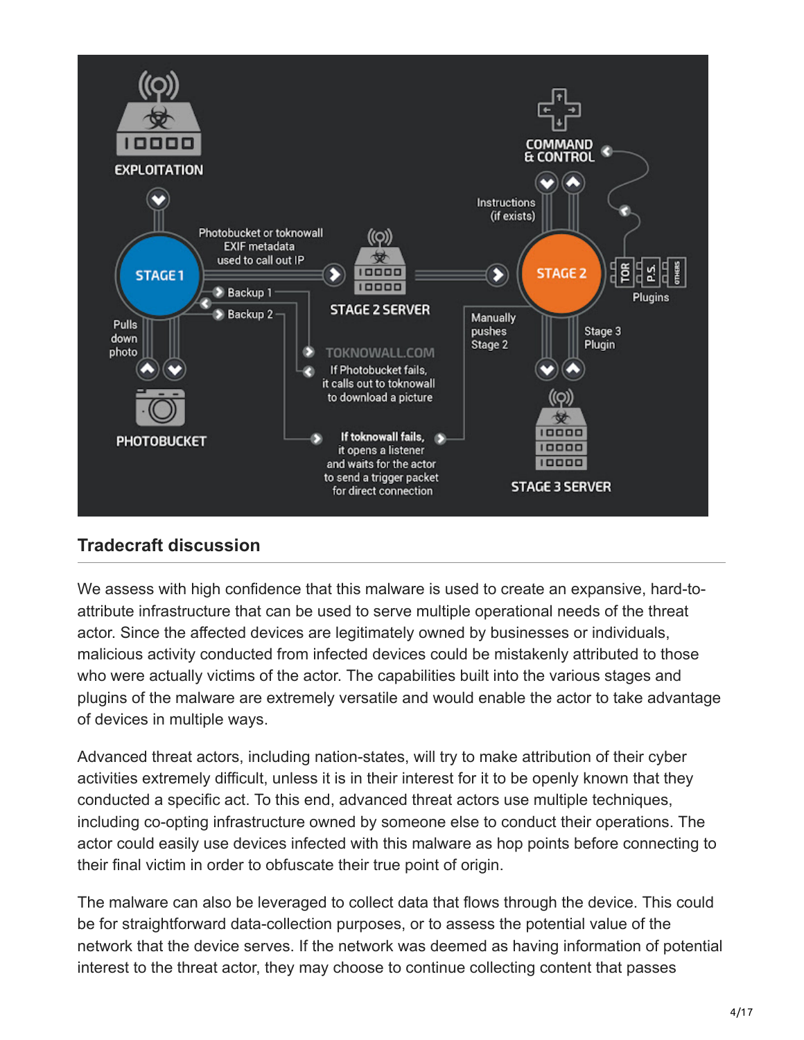## Tradecraft discussion

We assess with high confidence that this malware is used to create an expansive, hard-to-attribute infrastructure that can be used to serve multiple operational needs of the threat actor. Since the affected devices are legitimately owned by businesses or individuals, malicious activity conducted from infected devices could be mistakenly attributed to those who were actually victims of the actor. The capabilities built into the various stages and plugins of the malware are extremely versatile and would enable the actor to take advantage of devices in multiple ways.

Advanced threat actors, including nation-states, will try to make attribution of their cyber activities extremely difficult, unless it is in their interest for it to be openly known that they conducted a specific act. To this end, advanced threat actors use multiple techniques, including co-opting infrastructure owned by someone else to conduct their operations. The actor could easily use devices infected with this malware as hop points before connecting to their final victim in order to obfuscate their true point of origin.

The malware can also be leveraged to collect data that flows through the device. This could be for straightforward data-collection purposes, or to assess the potential value of the network that the device serves. If the network was deemed as having information of potential interest to the threat actor, they may choose to continue collecting content that passes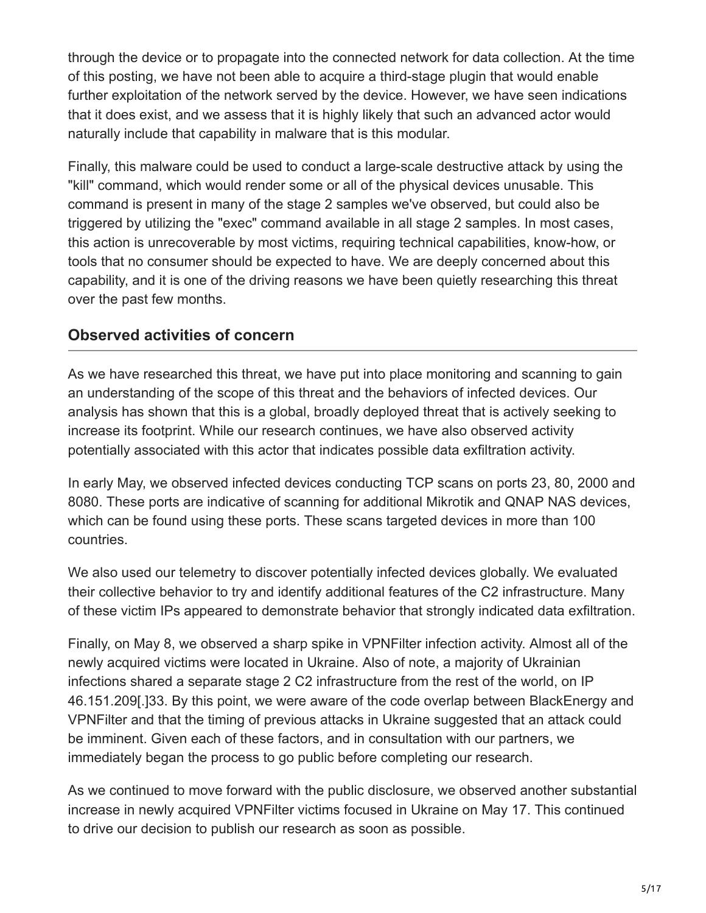through the device or to propagate into the connected network for data collection. At the time of this posting, we have not been able to acquire a third-stage plugin that would enable further exploitation of the network served by the device. However, we have seen indications that it does exist, and we assess that it is highly likely that such an advanced actor would naturally include that capability in malware that is this modular.

Finally, this malware could be used to conduct a large-scale destructive attack by using the "kill" command, which would render some or all of the physical devices unusable. This command is present in many of the stage 2 samples we've observed, but could also be triggered by utilizing the "exec" command available in all stage 2 samples. In most cases, this action is unrecoverable by most victims, requiring technical capabilities, know-how, or tools that no consumer should be expected to have. We are deeply concerned about this capability, and it is one of the driving reasons we have been quietly researching this threat over the past few months.

## Observed activities of concern

As we have researched this threat, we have put into place monitoring and scanning to gain an understanding of the scope of this threat and the behaviors of infected devices. Our analysis has shown that this is a global, broadly deployed threat that is actively seeking to increase its footprint. While our research continues, we have also observed activity potentially associated with this actor that indicates possible data exfiltration activity.

In early May, we observed infected devices conducting TCP scans on ports 23, 80, 2000 and 8080. These ports are indicative of scanning for additional Mikrotik and QNAP NAS devices, which can be found using these ports. These scans targeted devices in more than 100 countries.

We also used our telemetry to discover potentially infected devices globally. We evaluated their collective behavior to try and identify additional features of the C2 infrastructure. Many of these victim IPs appeared to demonstrate behavior that strongly indicated data exfiltration.

Finally, on May 8, we observed a sharp spike in VPNFilter infection activity. Almost all of the newly acquired victims were located in Ukraine. Also of note, a majority of Ukrainian infections shared a separate stage 2 C2 infrastructure from the rest of the world, on IP 46.151.209[.]33. By this point, we were aware of the code overlap between BlackEnergy and VPNFilter and that the timing of previous attacks in Ukraine suggested that an attack could be imminent. Given each of these factors, and in consultation with our partners, we immediately began the process to go public before completing our research.

As we continued to move forward with the public disclosure, we observed another substantial increase in newly acquired VPNFilter victims focused in Ukraine on May 17. This continued to drive our decision to publish our research as soon as possible.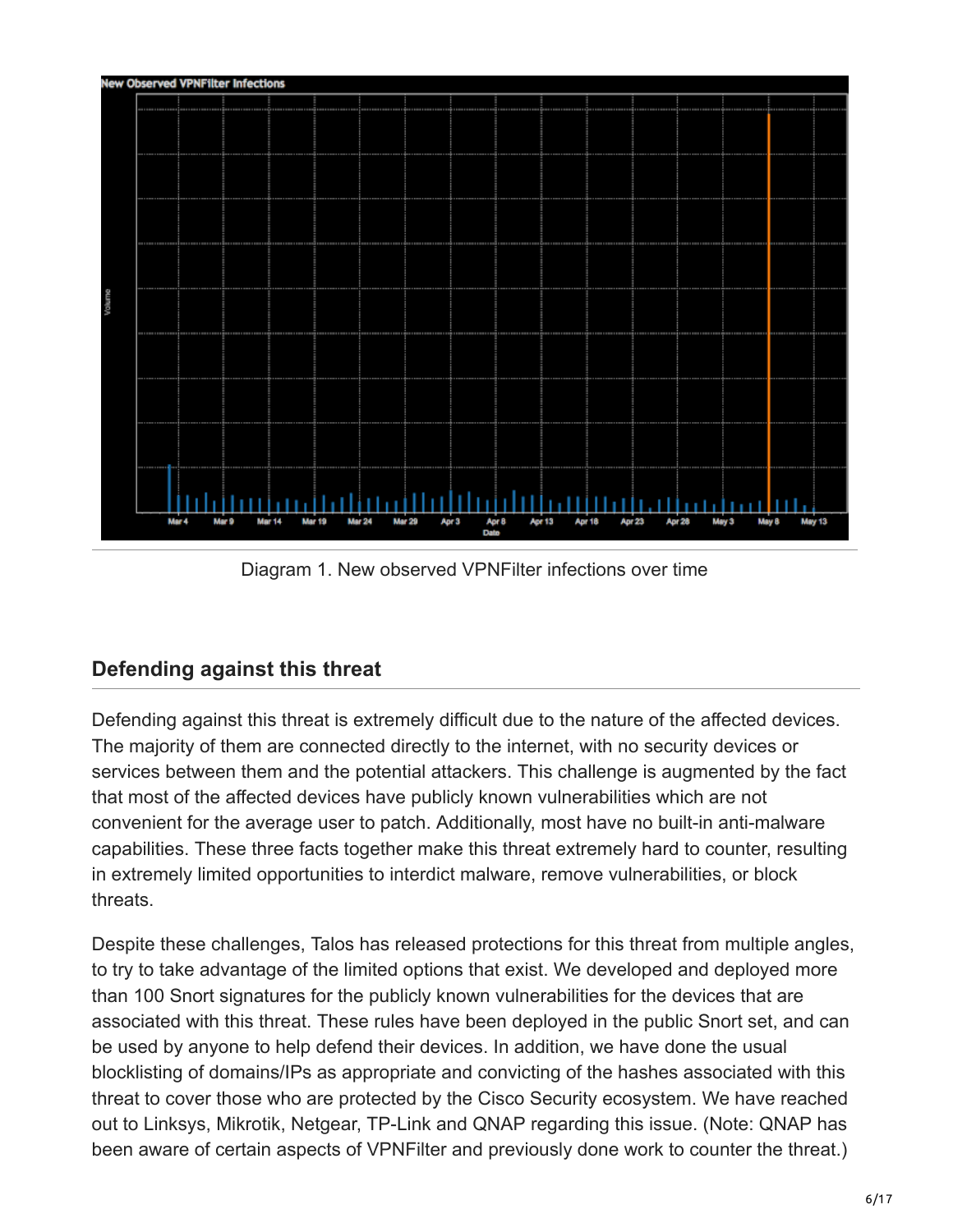Diagram 1. New observed VPNFilter infections over time

## Defending against this threat

Defending against this threat is extremely difficult due to the nature of the affected devices. The majority of them are connected directly to the internet, with no security devices or services between them and the potential attackers. This challenge is augmented by the fact that most of the affected devices have publicly known vulnerabilities which are not convenient for the average user to patch. Additionally, most have no built-in anti-malware capabilities. These three facts together make this threat extremely hard to counter, resulting in extremely limited opportunities to interdict malware, remove vulnerabilities, or block threats.

Despite these challenges, Talos has released protections for this threat from multiple angles, to try to take advantage of the limited options that exist. We developed and deployed more than 100 Snort signatures for the publicly known vulnerabilities for the devices that are associated with this threat. These rules have been deployed in the public Snort set, and can be used by anyone to help defend their devices. In addition, we have done the usual blocklisting of domains/IPs as appropriate and convicting of the hashes associated with this threat to cover those who are protected by the Cisco Security ecosystem. We have reached out to Linksys, Mikrotik, Netgear, TP-Link and QNAP regarding this issue. (Note: QNAP has been aware of certain aspects of VPNFilter and previously done work to counter the threat.)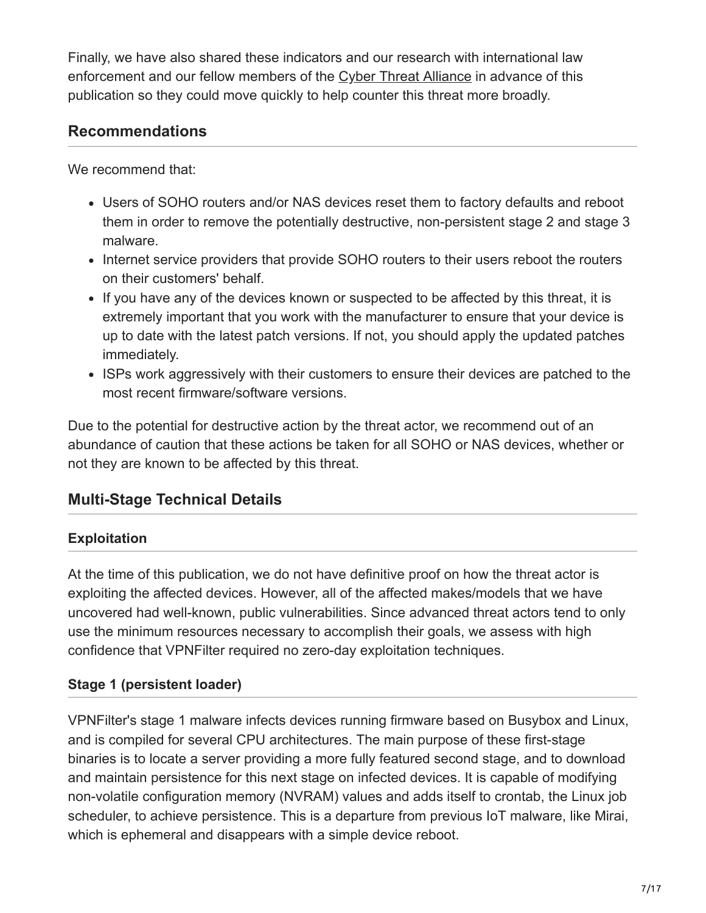Finally, we have also shared these indicators and our research with international law enforcement and our fellow members of the Cyber Threat Alliance in advance of this publication so they could move quickly to help counter this threat more broadly.

## Recommendations

We recommend that:

- Users of SOHO routers and/or NAS devices reset them to factory defaults and reboot them in order to remove the potentially destructive, non-persistent stage 2 and stage 3 malware.
- Internet service providers that provide SOHO routers to their users reboot the routers on their customers' behalf.
- If you have any of the devices known or suspected to be affected by this threat, it is extremely important that you work with the manufacturer to ensure that your device is up to date with the latest patch versions. If not, you should apply the updated patches immediately.
- ISPs work aggressively with their customers to ensure their devices are patched to the most recent firmware/software versions.

Due to the potential for destructive action by the threat actor, we recommend out of an abundance of caution that these actions be taken for all SOHO or NAS devices, whether or not they are known to be affected by this threat.

## Multi-Stage Technical Details

### Exploitation

At the time of this publication, we do not have definitive proof on how the threat actor is exploiting the affected devices. However, all of the affected makes/models that we have uncovered had well-known, public vulnerabilities. Since advanced threat actors tend to only use the minimum resources necessary to accomplish their goals, we assess with high confidence that VPNFilter required no zero-day exploitation techniques.

### Stage 1 (persistent loader)

VPNFilter's stage 1 malware infects devices running firmware based on Busybox and Linux, and is compiled for several CPU architectures. The main purpose of these first-stage binaries is to locate a server providing a more fully featured second stage, and to download and maintain persistence for this next stage on infected devices. It is capable of modifying non-volatile configuration memory (NVRAM) values and adds itself to crontab, the Linux job scheduler, to achieve persistence. This is a departure from previous IoT malware, like Mirai, which is ephemeral and disappears with a simple device reboot.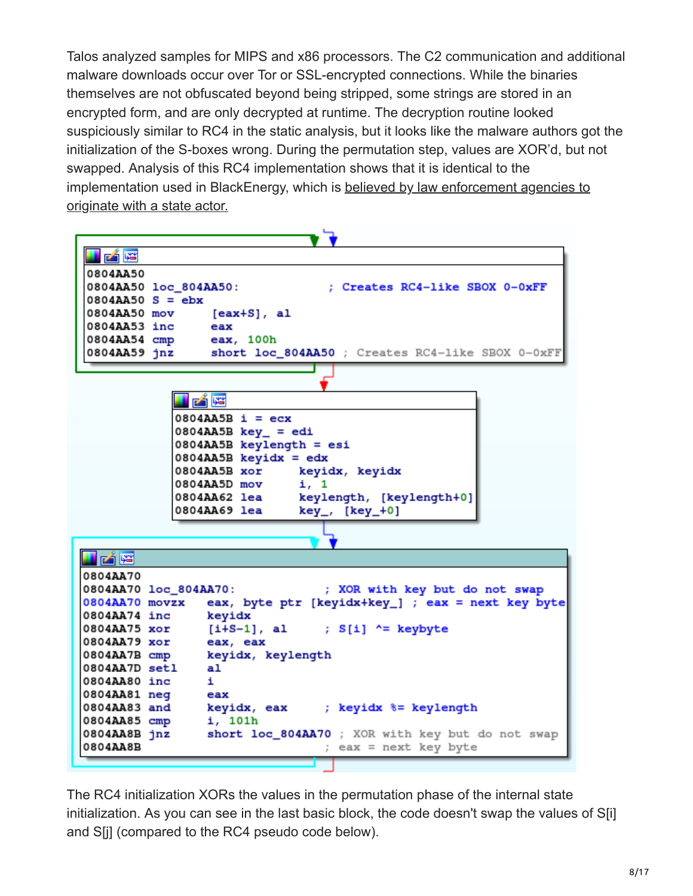Talos analyzed samples for MIPS and x86 processors. The C2 communication and additional malware downloads occur over Tor or SSL-encrypted connections. While the binaries themselves are not obfuscated beyond being stripped, some strings are stored in an encrypted form, and are only decrypted at runtime. The decryption routine looked suspiciously similar to RC4 in the static analysis, but it looks like the malware authors got the initialization of the S-boxes wrong. During the permutation step, values are XOR'd, but not swapped. Analysis of this RC4 implementation shows that it is identical to the implementation used in BlackEnergy, which is believed by law enforcement agencies to originate with a state actor.

```
0804AA50
0804AA50 loc_804AA50:                ; Creates RC4-like SBOX 0-0xFF
0804AA50 S = ebx
0804AA50 mov     [eax+S], al
0804AA53 inc     eax
0804AA54 cmp     eax, 100h
0804AA59 jnz     short loc_804AA50 ; Creates RC4-like SBOX 0-0xFF
```

```
0804AA5B i = ecx
0804AA5B key_ = edi
0804AA5B keylength = esi
0804AA5B keyidx = edx
0804AA5B xor     keyidx, keyidx
0804AA5D mov     i, 1
0804AA62 lea     keylength, [keylength+0]
0804AA69 lea     key_, [key_+0]
```

```
0804AA70
0804AA70 loc_804AA70:                ; XOR with key but do not swap
0804AA70 movzx   eax, byte ptr [keyidx+key_] ; eax = next key byte
0804AA74 inc     keyidx
0804AA75 xor     [i+S-1], al        ; S[i] ^= keybyte
0804AA79 xor     eax, eax
0804AA7B cmp     keyidx, keylength
0804AA7D setl    al
0804AA80 inc     i
0804AA81 neg     eax
0804AA83 and     keyidx, eax        ; keyidx %= keylength
0804AA85 cmp     i, 101h
0804AA8B jnz     short loc_804AA70 ; XOR with key but do not swap
0804AA8B                            ; eax = next key byte
```

The RC4 initialization XORs the values in the permutation phase of the internal state initialization. As you can see in the last basic block, the code doesn't swap the values of S[i] and S[j] (compared to the RC4 pseudo code below).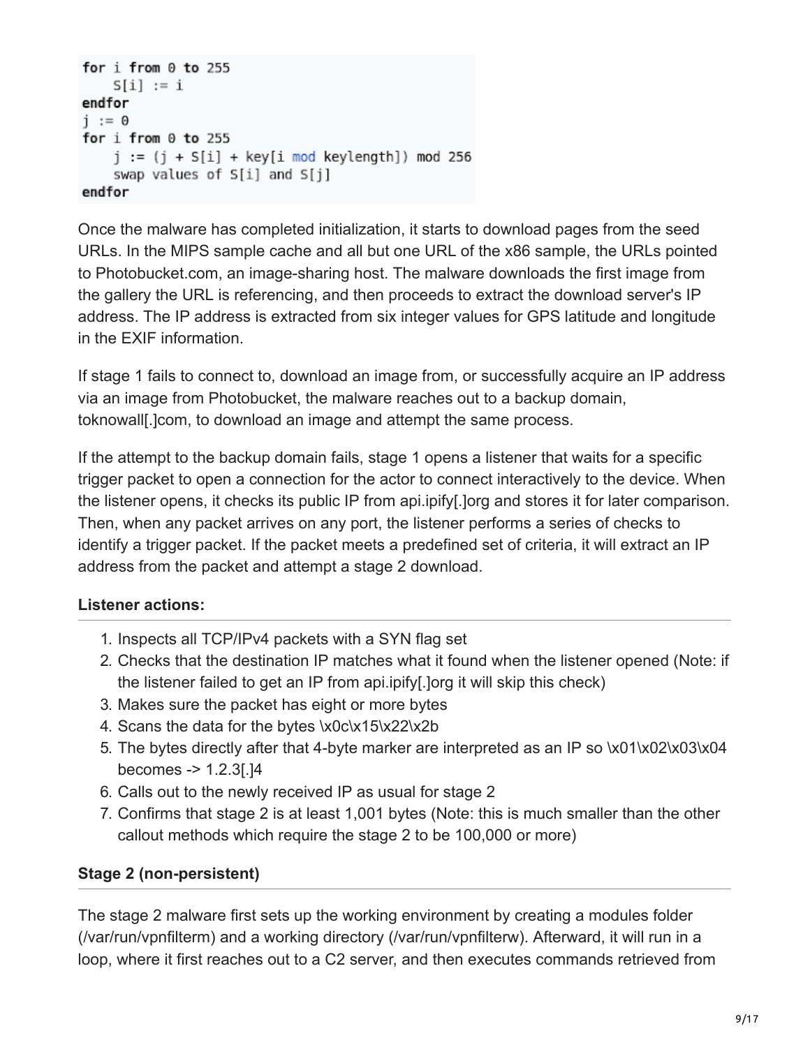```
for i from 0 to 255
    S[i] := i
endfor
j := 0
for i from 0 to 255
    j := (j + S[i] + key[i mod keylength]) mod 256
    swap values of S[i] and S[j]
endfor
```

Once the malware has completed initialization, it starts to download pages from the seed URLs. In the MIPS sample cache and all but one URL of the x86 sample, the URLs pointed to Photobucket.com, an image-sharing host. The malware downloads the first image from the gallery the URL is referencing, and then proceeds to extract the download server's IP address. The IP address is extracted from six integer values for GPS latitude and longitude in the EXIF information.

If stage 1 fails to connect to, download an image from, or successfully acquire an IP address via an image from Photobucket, the malware reaches out to a backup domain, toknowall[.]com, to download an image and attempt the same process.

If the attempt to the backup domain fails, stage 1 opens a listener that waits for a specific trigger packet to open a connection for the actor to connect interactively to the device. When the listener opens, it checks its public IP from api.ipify[.]org and stores it for later comparison. Then, when any packet arrives on any port, the listener performs a series of checks to identify a trigger packet. If the packet meets a predefined set of criteria, it will extract an IP address from the packet and attempt a stage 2 download.

### Listener actions:

1. Inspects all TCP/IPv4 packets with a SYN flag set
2. Checks that the destination IP matches what it found when the listener opened (Note: if the listener failed to get an IP from api.ipify[.]org it will skip this check)
3. Makes sure the packet has eight or more bytes
4. Scans the data for the bytes \x0c\x15\x22\x2b
5. The bytes directly after that 4-byte marker are interpreted as an IP so \x01\x02\x03\x04 becomes -> 1.2.3[.]4
6. Calls out to the newly received IP as usual for stage 2
7. Confirms that stage 2 is at least 1,001 bytes (Note: this is much smaller than the other callout methods which require the stage 2 to be 100,000 or more)

### Stage 2 (non-persistent)

The stage 2 malware first sets up the working environment by creating a modules folder (/var/run/vpnfilterm) and a working directory (/var/run/vpnfilterw). Afterward, it will run in a loop, where it first reaches out to a C2 server, and then executes commands retrieved from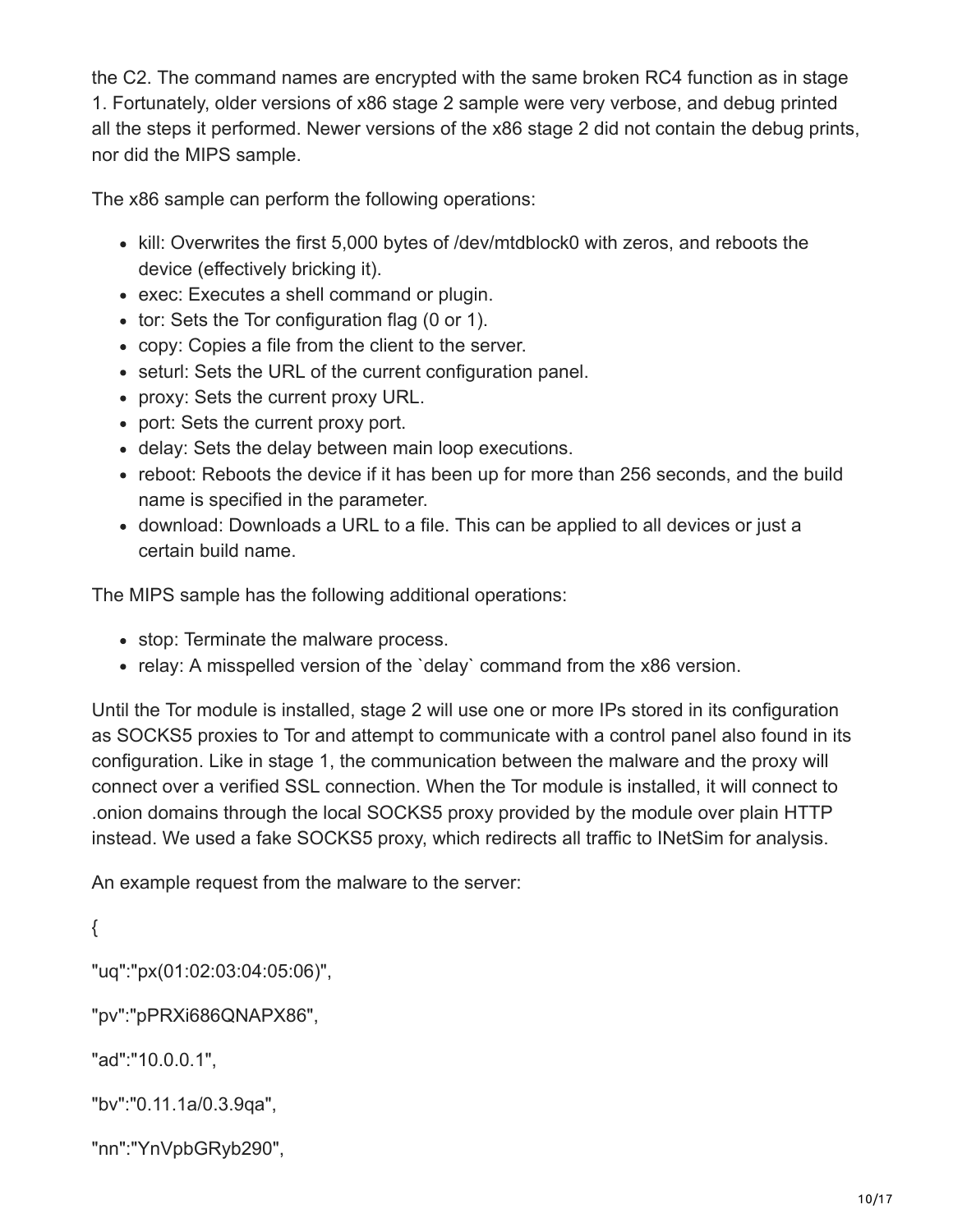the C2. The command names are encrypted with the same broken RC4 function as in stage 1. Fortunately, older versions of x86 stage 2 sample were very verbose, and debug printed all the steps it performed. Newer versions of the x86 stage 2 did not contain the debug prints, nor did the MIPS sample.

The x86 sample can perform the following operations:

- kill: Overwrites the first 5,000 bytes of /dev/mtdblock0 with zeros, and reboots the device (effectively bricking it).
- exec: Executes a shell command or plugin.
- tor: Sets the Tor configuration flag (0 or 1).
- copy: Copies a file from the client to the server.
- seturl: Sets the URL of the current configuration panel.
- proxy: Sets the current proxy URL.
- port: Sets the current proxy port.
- delay: Sets the delay between main loop executions.
- reboot: Reboots the device if it has been up for more than 256 seconds, and the build name is specified in the parameter.
- download: Downloads a URL to a file. This can be applied to all devices or just a certain build name.

The MIPS sample has the following additional operations:

- stop: Terminate the malware process.
- relay: A misspelled version of the `delay` command from the x86 version.

Until the Tor module is installed, stage 2 will use one or more IPs stored in its configuration as SOCKS5 proxies to Tor and attempt to communicate with a control panel also found in its configuration. Like in stage 1, the communication between the malware and the proxy will connect over a verified SSL connection. When the Tor module is installed, it will connect to .onion domains through the local SOCKS5 proxy provided by the module over plain HTTP instead. We used a fake SOCKS5 proxy, which redirects all traffic to INetSim for analysis.

An example request from the malware to the server:

```
{

"uq":"px(01:02:03:04:05:06)",

"pv":"pPRXi686QNAPX86",

"ad":"10.0.0.1",

"bv":"0.11.1a/0.3.9qa",

"nn":"YnVpbGRyb290",
```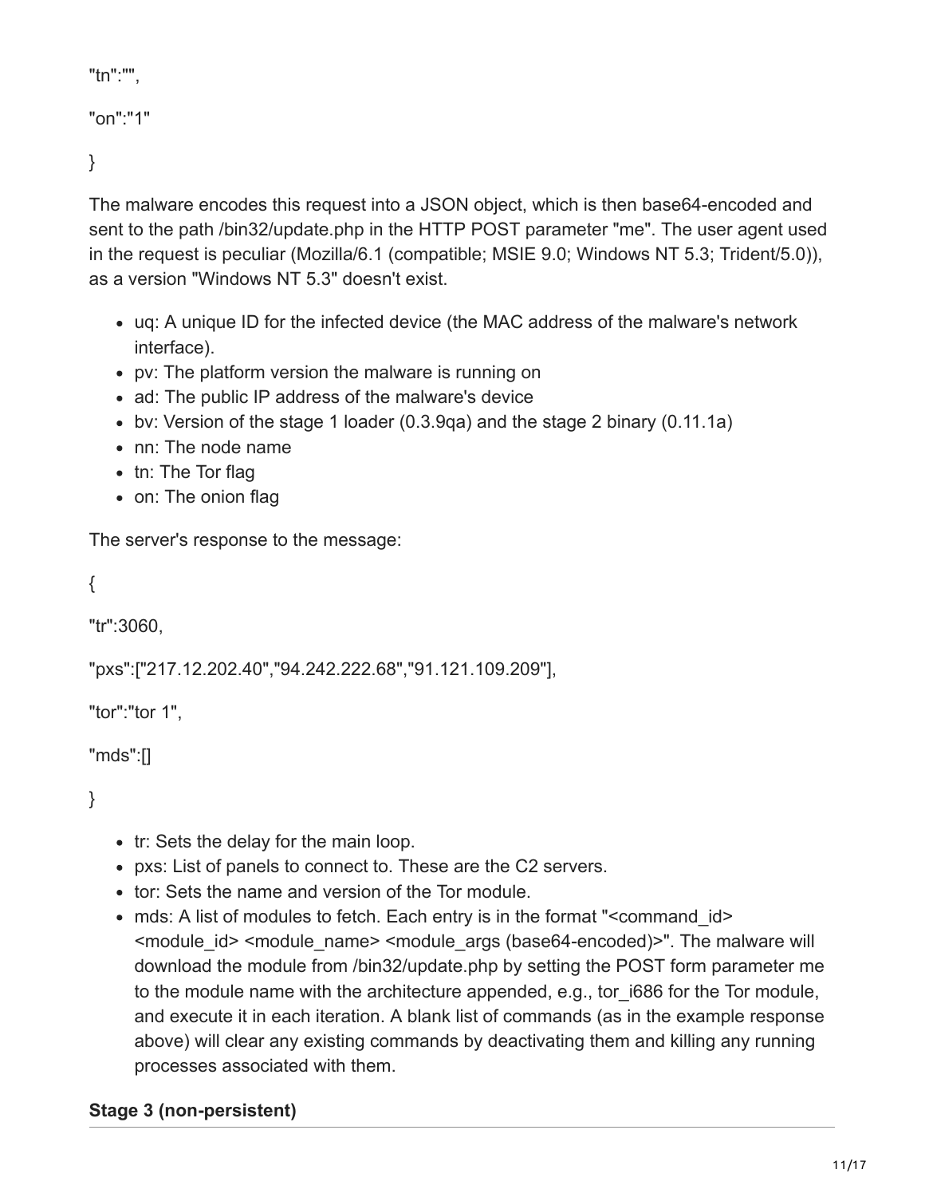"tn":"",

"on":"1"

}

The malware encodes this request into a JSON object, which is then base64-encoded and sent to the path /bin32/update.php in the HTTP POST parameter "me". The user agent used in the request is peculiar (Mozilla/6.1 (compatible; MSIE 9.0; Windows NT 5.3; Trident/5.0)), as a version "Windows NT 5.3" doesn't exist.

- uq: A unique ID for the infected device (the MAC address of the malware's network interface).
- pv: The platform version the malware is running on
- ad: The public IP address of the malware's device
- bv: Version of the stage 1 loader (0.3.9qa) and the stage 2 binary (0.11.1a)
- nn: The node name
- tn: The Tor flag
- on: The onion flag

The server's response to the message:

{

"tr":3060,

"pxs":["217.12.202.40","94.242.222.68","91.121.109.209"],

"tor":"tor 1",

"mds":[]

}

- tr: Sets the delay for the main loop.
- pxs: List of panels to connect to. These are the C2 servers.
- tor: Sets the name and version of the Tor module.
- mds: A list of modules to fetch. Each entry is in the format "<command_id> <module_id> <module_name> <module_args (base64-encoded)>". The malware will download the module from /bin32/update.php by setting the POST form parameter me to the module name with the architecture appended, e.g., tor_i686 for the Tor module, and execute it in each iteration. A blank list of commands (as in the example response above) will clear any existing commands by deactivating them and killing any running processes associated with them.

**Stage 3 (non-persistent)**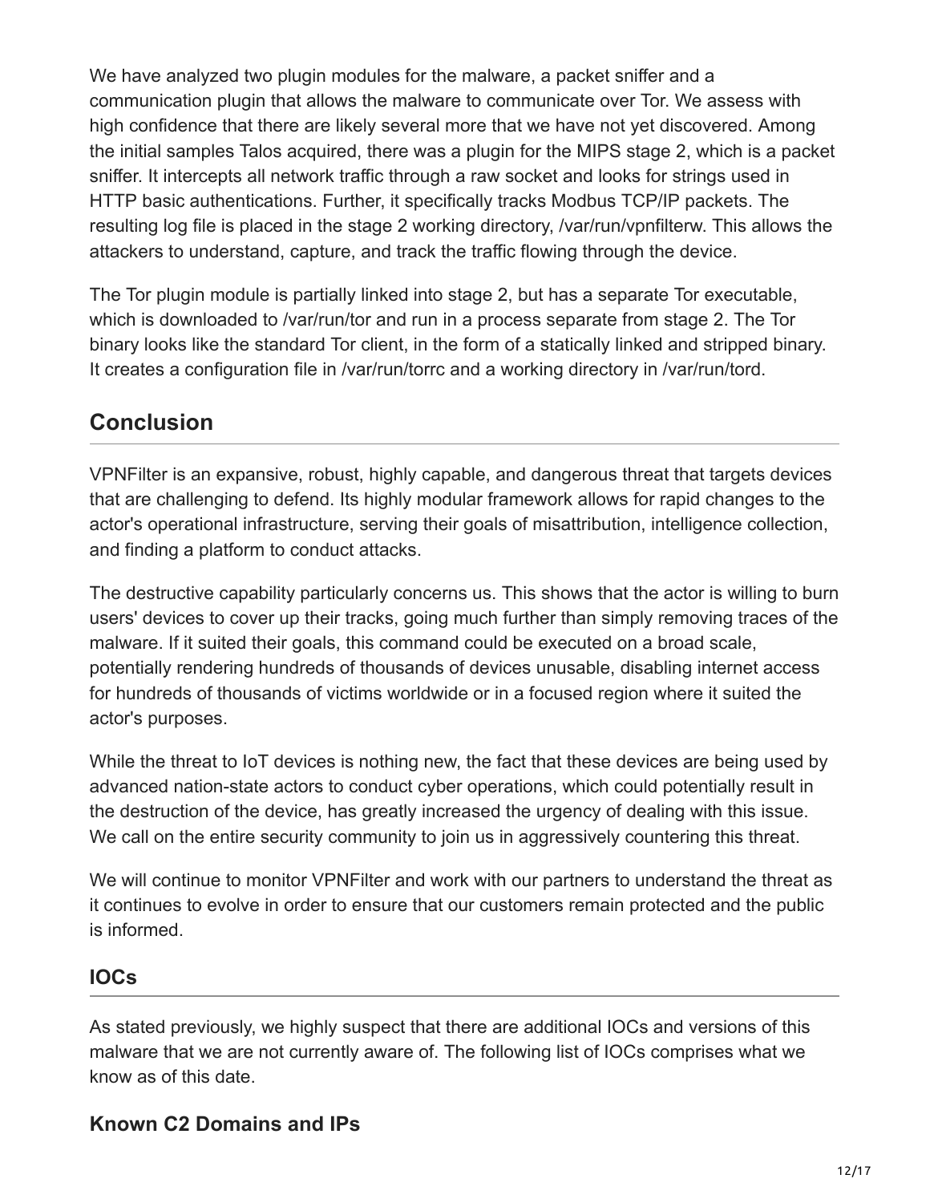We have analyzed two plugin modules for the malware, a packet sniffer and a communication plugin that allows the malware to communicate over Tor. We assess with high confidence that there are likely several more that we have not yet discovered. Among the initial samples Talos acquired, there was a plugin for the MIPS stage 2, which is a packet sniffer. It intercepts all network traffic through a raw socket and looks for strings used in HTTP basic authentications. Further, it specifically tracks Modbus TCP/IP packets. The resulting log file is placed in the stage 2 working directory, /var/run/vpnfilterw. This allows the attackers to understand, capture, and track the traffic flowing through the device.

The Tor plugin module is partially linked into stage 2, but has a separate Tor executable, which is downloaded to /var/run/tor and run in a process separate from stage 2. The Tor binary looks like the standard Tor client, in the form of a statically linked and stripped binary. It creates a configuration file in /var/run/torrc and a working directory in /var/run/tord.

## Conclusion

VPNFilter is an expansive, robust, highly capable, and dangerous threat that targets devices that are challenging to defend. Its highly modular framework allows for rapid changes to the actor's operational infrastructure, serving their goals of misattribution, intelligence collection, and finding a platform to conduct attacks.

The destructive capability particularly concerns us. This shows that the actor is willing to burn users' devices to cover up their tracks, going much further than simply removing traces of the malware. If it suited their goals, this command could be executed on a broad scale, potentially rendering hundreds of thousands of devices unusable, disabling internet access for hundreds of thousands of victims worldwide or in a focused region where it suited the actor's purposes.

While the threat to IoT devices is nothing new, the fact that these devices are being used by advanced nation-state actors to conduct cyber operations, which could potentially result in the destruction of the device, has greatly increased the urgency of dealing with this issue. We call on the entire security community to join us in aggressively countering this threat.

We will continue to monitor VPNFilter and work with our partners to understand the threat as it continues to evolve in order to ensure that our customers remain protected and the public is informed.

### IOCs

As stated previously, we highly suspect that there are additional IOCs and versions of this malware that we are not currently aware of. The following list of IOCs comprises what we know as of this date.

### Known C2 Domains and IPs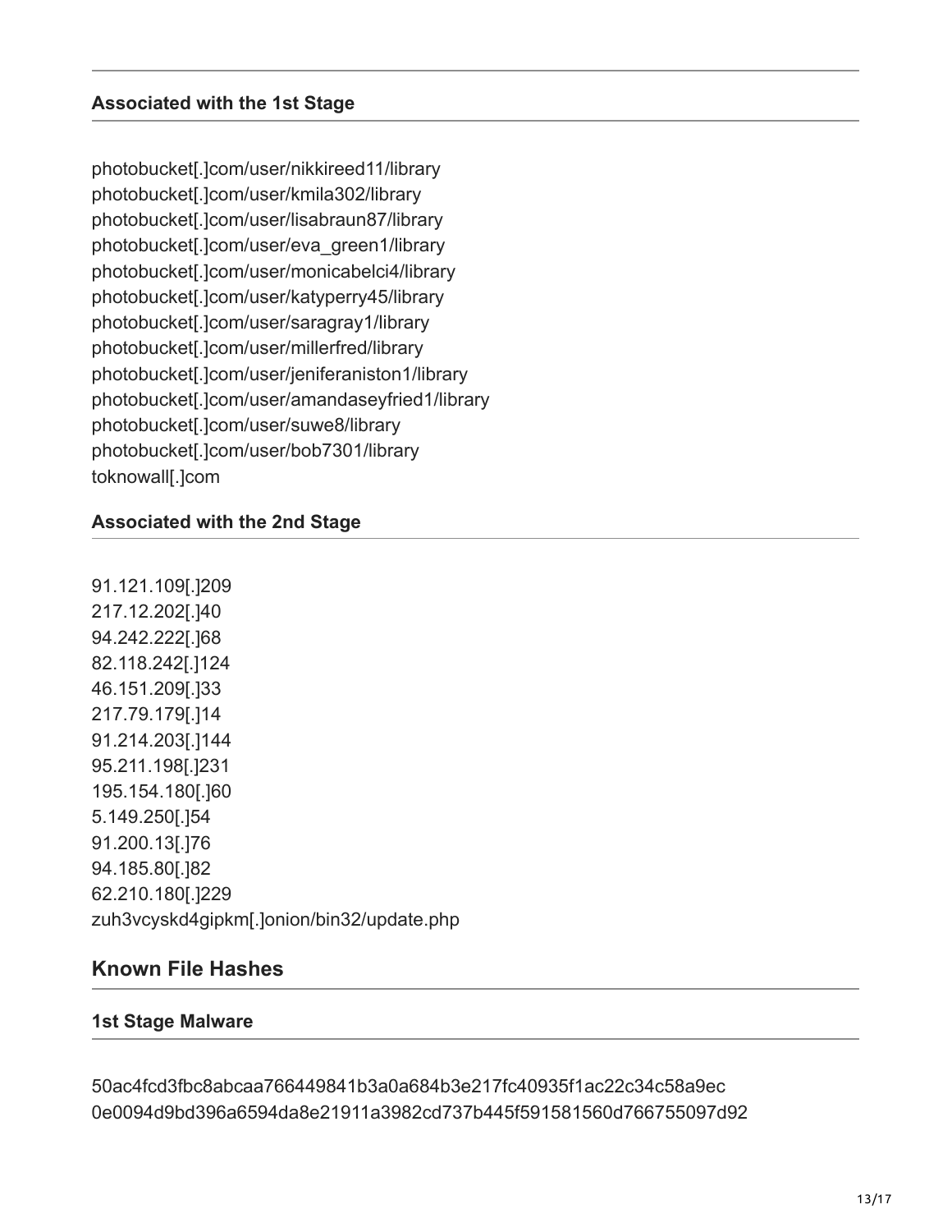### Associated with the 1st Stage

photobucket[.]com/user/nikkireed11/library
photobucket[.]com/user/kmila302/library
photobucket[.]com/user/lisabraun87/library
photobucket[.]com/user/eva_green1/library
photobucket[.]com/user/monicabelci4/library
photobucket[.]com/user/katyperry45/library
photobucket[.]com/user/saragray1/library
photobucket[.]com/user/millerfred/library
photobucket[.]com/user/jeniferaniston1/library
photobucket[.]com/user/amandaseyfried1/library
photobucket[.]com/user/suwe8/library
photobucket[.]com/user/bob7301/library
toknowall[.]com

### Associated with the 2nd Stage

91.121.109[.]209
217.12.202[.]40
94.242.222[.]68
82.118.242[.]124
46.151.209[.]33
217.79.179[.]14
91.214.203[.]144
95.211.198[.]231
195.154.180[.]60
5.149.250[.]54
91.200.13[.]76
94.185.80[.]82
62.210.180[.]229
zuh3vcyskd4gipkm[.]onion/bin32/update.php

## Known File Hashes

### 1st Stage Malware

50ac4fcd3fbc8abcaa766449841b3a0a684b3e217fc40935f1ac22c34c58a9ec
0e0094d9bd396a6594da8e21911a3982cd737b445f591581560d766755097d92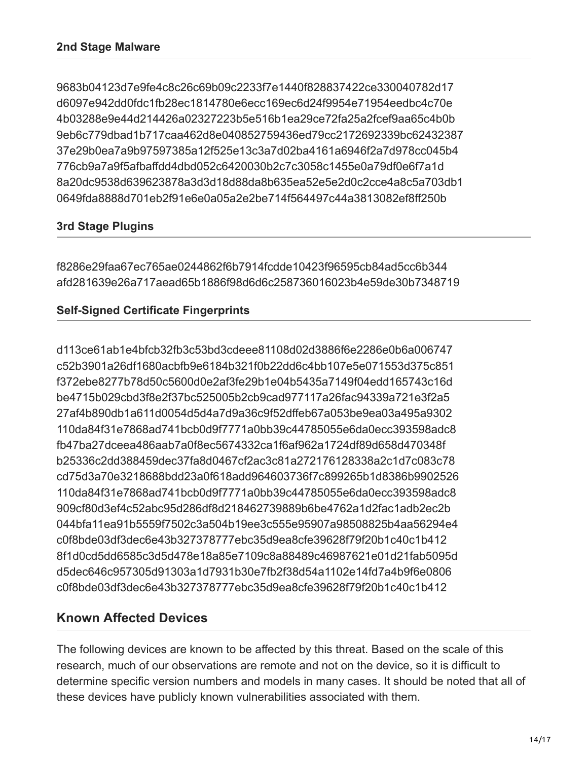### 2nd Stage Malware

9683b04123d7e9fe4c8c26c69b09c2233f7e1440f828837422ce330040782d17
d6097e942dd0fdc1fb28ec1814780e6ecc169ec6d24f9954e71954eedbc4c70e
4b03288e9e44d214426a02327223b5e516b1ea29ce72fa25a2fcef9aa65c4b0b
9eb6c779dbad1b717caa462d8e040852759436ed79cc2172692339bc62432387
37e29b0ea7a9b97597385a12f525e13c3a7d02ba4161a6946f2a7d978cc045b4
776cb9a7a9f5afbaffdd4dbd052c6420030b2c7c3058c1455e0a79df0e6f7a1d
8a20dc9538d639623878a3d3d18d88da8b635ea52e5e2d0c2cce4a8c5a703db1
0649fda8888d701eb2f91e6e0a05a2e2be714f564497c44a3813082ef8ff250b

### 3rd Stage Plugins

f8286e29faa67ec765ae0244862f6b7914fcdde10423f96595cb84ad5cc6b344
afd281639e26a717aead65b1886f98d6d6c258736016023b4e59de30b7348719

### Self-Signed Certificate Fingerprints

d113ce61ab1e4bfcb32fb3c53bd3cdeee81108d02d3886f6e2286e0b6a006747
c52b3901a26df1680acbfb9e6184b321f0b22dd6c4bb107e5e071553d375c851
f372ebe8277b78d50c5600d0e2af3fe29b1e04b5435a7149f04edd165743c16d
be4715b029cbd3f8e2f37bc525005b2cb9cad977117a26fac94339a721e3f2a5
27af4b890db1a611d0054d5d4a7d9a36c9f52dffeb67a053be9ea03a495a9302
110da84f31e7868ad741bcb0d9f7771a0bb39c44785055e6da0ecc393598adc8
fb47ba27dceea486aab7a0f8ec5674332ca1f6af962a1724df89d658d470348f
b25336c2dd388459dec37fa8d0467cf2ac3c81a272176128338a2c1d7c083c78
cd75d3a70e3218688bdd23a0f618add964603736f7c899265b1d8386b9902526
110da84f31e7868ad741bcb0d9f7771a0bb39c44785055e6da0ecc393598adc8
909cf80d3ef4c52abc95d286df8d218462739889b6be4762a1d2fac1adb2ec2b
044bfa11ea91b5559f7502c3a504b19ee3c555e95907a98508825b4aa56294e4
c0f8bde03df3dec6e43b327378777ebc35d9ea8cfe39628f79f20b1c40c1b412
8f1d0cd5dd6585c3d5d478e18a85e7109c8a88489c46987621e01d21fab5095d
d5dec646c957305d91303a1d7931b30e7fb2f38d54a1102e14fd7a4b9f6e0806
c0f8bde03df3dec6e43b327378777ebc35d9ea8cfe39628f79f20b1c40c1b412

## Known Affected Devices

The following devices are known to be affected by this threat. Based on the scale of this research, much of our observations are remote and not on the device, so it is difficult to determine specific version numbers and models in many cases. It should be noted that all of these devices have publicly known vulnerabilities associated with them.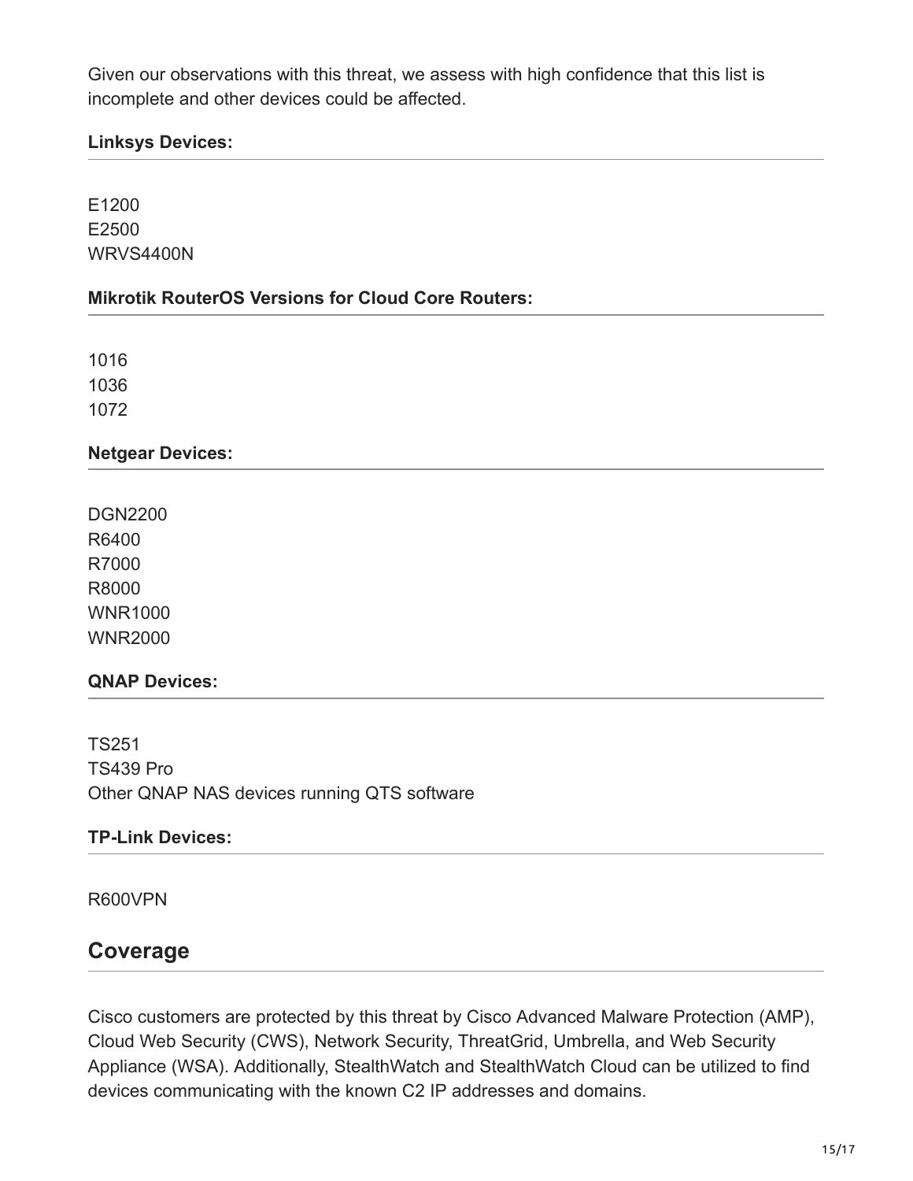Given our observations with this threat, we assess with high confidence that this list is incomplete and other devices could be affected.

**Linksys Devices:**

E1200
E2500
WRVS4400N

**Mikrotik RouterOS Versions for Cloud Core Routers:**

1016
1036
1072

**Netgear Devices:**

DGN2200
R6400
R7000
R8000
WNR1000
WNR2000

**QNAP Devices:**

TS251
TS439 Pro
Other QNAP NAS devices running QTS software

**TP-Link Devices:**

R600VPN

## Coverage

Cisco customers are protected by this threat by Cisco Advanced Malware Protection (AMP), Cloud Web Security (CWS), Network Security, ThreatGrid, Umbrella, and Web Security Appliance (WSA). Additionally, StealthWatch and StealthWatch Cloud can be utilized to find devices communicating with the known C2 IP addresses and domains.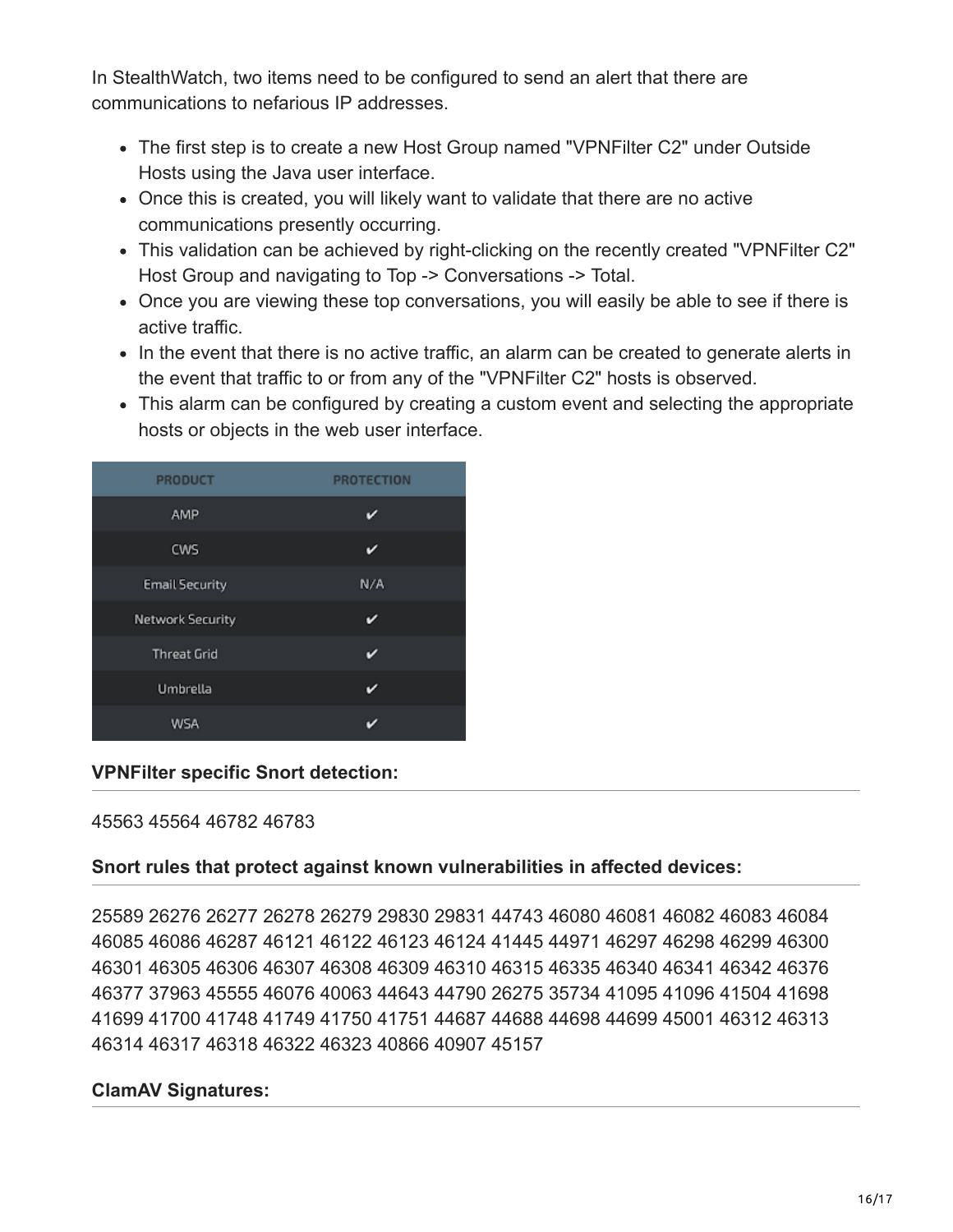In StealthWatch, two items need to be configured to send an alert that there are communications to nefarious IP addresses.

- The first step is to create a new Host Group named "VPNFilter C2" under Outside Hosts using the Java user interface.
- Once this is created, you will likely want to validate that there are no active communications presently occurring.
- This validation can be achieved by right-clicking on the recently created "VPNFilter C2" Host Group and navigating to Top -> Conversations -> Total.
- Once you are viewing these top conversations, you will easily be able to see if there is active traffic.
- In the event that there is no active traffic, an alarm can be created to generate alerts in the event that traffic to or from any of the "VPNFilter C2" hosts is observed.
- This alarm can be configured by creating a custom event and selecting the appropriate hosts or objects in the web user interface.

| PRODUCT | PROTECTION |
| --- | --- |
| AMP | ✔ |
| CWS | ✔ |
| Email Security | N/A |
| Network Security | ✔ |
| Threat Grid | ✔ |
| Umbrella | ✔ |
| WSA | ✔ |

**VPNFilter specific Snort detection:**

45563 45564 46782 46783

**Snort rules that protect against known vulnerabilities in affected devices:**

25589 26276 26277 26278 26279 29830 29831 44743 46080 46081 46082 46083 46084 46085 46086 46287 46121 46122 46123 46124 41445 44971 46297 46298 46299 46300 46301 46305 46306 46307 46308 46309 46310 46315 46335 46340 46341 46342 46376 46377 37963 45555 46076 40063 44643 44790 26275 35734 41095 41096 41504 41698 41699 41700 41748 41749 41750 41751 44687 44688 44698 44699 45001 46312 46313 46314 46317 46318 46322 46323 40866 40907 45157

**ClamAV Signatures:**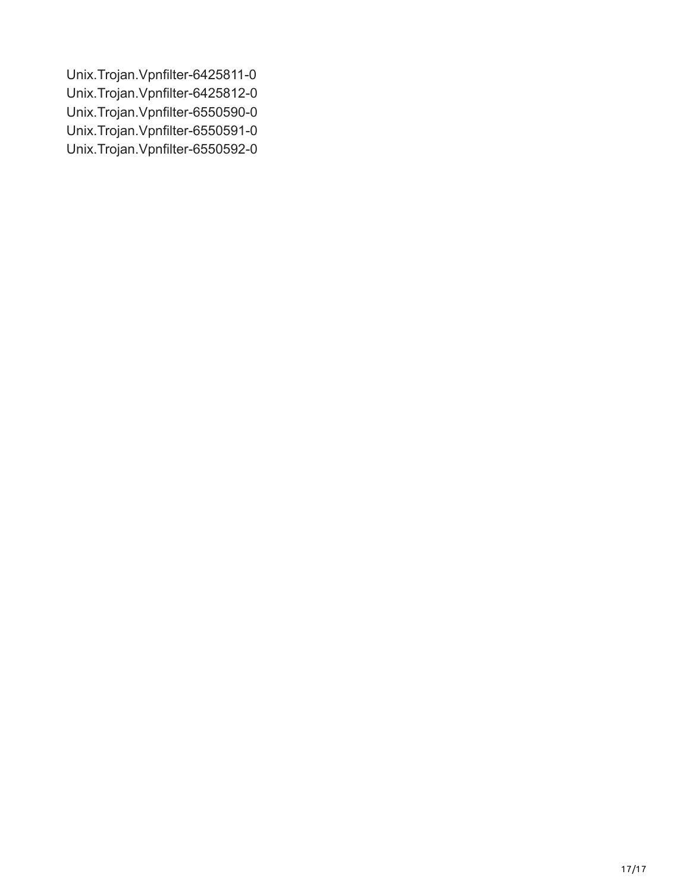Unix.Trojan.Vpnfilter-6425811-0
Unix.Trojan.Vpnfilter-6425812-0
Unix.Trojan.Vpnfilter-6550590-0
Unix.Trojan.Vpnfilter-6550591-0
Unix.Trojan.Vpnfilter-6550592-0